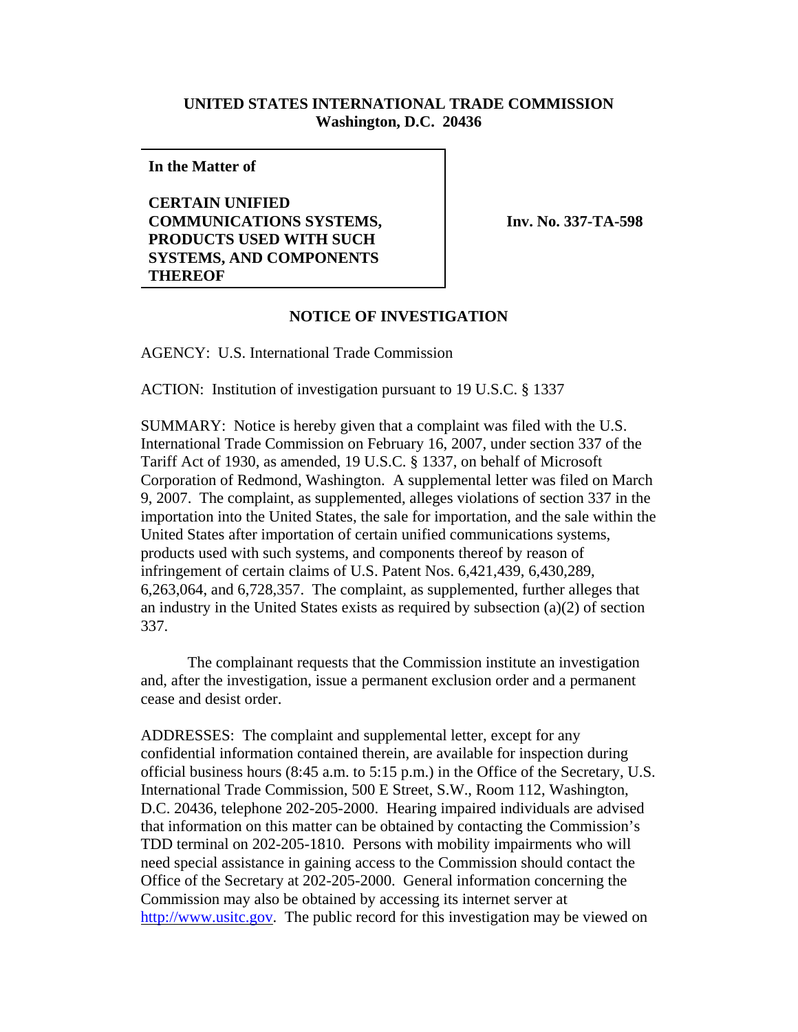**UNITED STATES INTERNATIONAL TRADE COMMISSION**
**Washington, D.C. 20436**

| **In the Matter of**<br><br>**CERTAIN UNIFIED COMMUNICATIONS SYSTEMS, PRODUCTS USED WITH SUCH SYSTEMS, AND COMPONENTS THEREOF** | **Inv. No. 337-TA-598** |
|---|---|

**NOTICE OF INVESTIGATION**

AGENCY: U.S. International Trade Commission

ACTION: Institution of investigation pursuant to 19 U.S.C. § 1337

SUMMARY: Notice is hereby given that a complaint was filed with the U.S. International Trade Commission on February 16, 2007, under section 337 of the Tariff Act of 1930, as amended, 19 U.S.C. § 1337, on behalf of Microsoft Corporation of Redmond, Washington. A supplemental letter was filed on March 9, 2007. The complaint, as supplemented, alleges violations of section 337 in the importation into the United States, the sale for importation, and the sale within the United States after importation of certain unified communications systems, products used with such systems, and components thereof by reason of infringement of certain claims of U.S. Patent Nos. 6,421,439, 6,430,289, 6,263,064, and 6,728,357. The complaint, as supplemented, further alleges that an industry in the United States exists as required by subsection (a)(2) of section 337.

The complainant requests that the Commission institute an investigation and, after the investigation, issue a permanent exclusion order and a permanent cease and desist order.

ADDRESSES: The complaint and supplemental letter, except for any confidential information contained therein, are available for inspection during official business hours (8:45 a.m. to 5:15 p.m.) in the Office of the Secretary, U.S. International Trade Commission, 500 E Street, S.W., Room 112, Washington, D.C. 20436, telephone 202-205-2000. Hearing impaired individuals are advised that information on this matter can be obtained by contacting the Commission's TDD terminal on 202-205-1810. Persons with mobility impairments who will need special assistance in gaining access to the Commission should contact the Office of the Secretary at 202-205-2000. General information concerning the Commission may also be obtained by accessing its internet server at http://www.usitc.gov. The public record for this investigation may be viewed on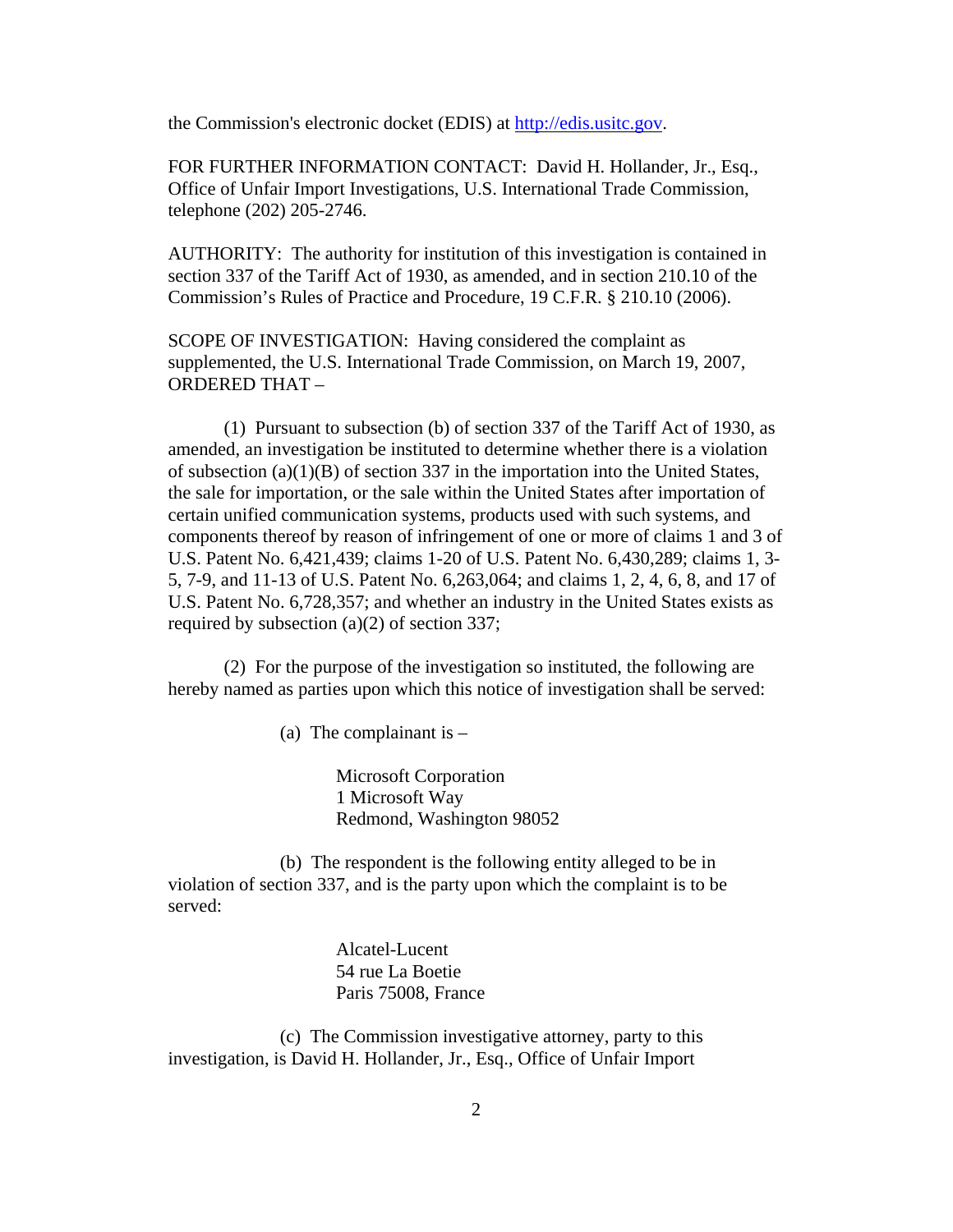the Commission's electronic docket (EDIS) at http://edis.usitc.gov.

FOR FURTHER INFORMATION CONTACT: David H. Hollander, Jr., Esq., Office of Unfair Import Investigations, U.S. International Trade Commission, telephone (202) 205-2746.

AUTHORITY: The authority for institution of this investigation is contained in section 337 of the Tariff Act of 1930, as amended, and in section 210.10 of the Commission's Rules of Practice and Procedure, 19 C.F.R. § 210.10 (2006).

SCOPE OF INVESTIGATION: Having considered the complaint as supplemented, the U.S. International Trade Commission, on March 19, 2007, ORDERED THAT –

(1) Pursuant to subsection (b) of section 337 of the Tariff Act of 1930, as amended, an investigation be instituted to determine whether there is a violation of subsection (a)(1)(B) of section 337 in the importation into the United States, the sale for importation, or the sale within the United States after importation of certain unified communication systems, products used with such systems, and components thereof by reason of infringement of one or more of claims 1 and 3 of U.S. Patent No. 6,421,439; claims 1-20 of U.S. Patent No. 6,430,289; claims 1, 3-5, 7-9, and 11-13 of U.S. Patent No. 6,263,064; and claims 1, 2, 4, 6, 8, and 17 of U.S. Patent No. 6,728,357; and whether an industry in the United States exists as required by subsection (a)(2) of section 337;

(2) For the purpose of the investigation so instituted, the following are hereby named as parties upon which this notice of investigation shall be served:

(a) The complainant is –

Microsoft Corporation
1 Microsoft Way
Redmond, Washington 98052

(b) The respondent is the following entity alleged to be in violation of section 337, and is the party upon which the complaint is to be served:

Alcatel-Lucent
54 rue La Boetie
Paris 75008, France

(c) The Commission investigative attorney, party to this investigation, is David H. Hollander, Jr., Esq., Office of Unfair Import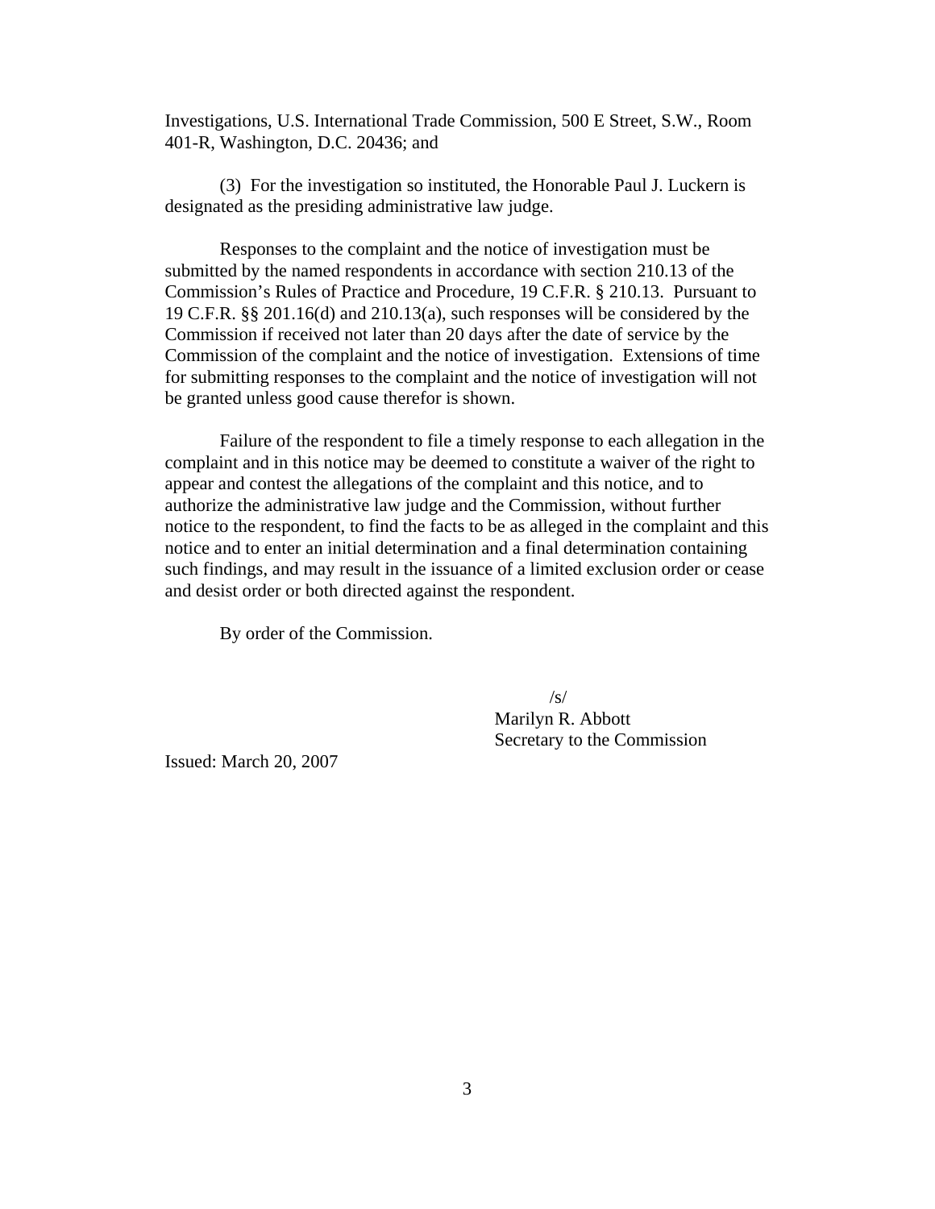Investigations, U.S. International Trade Commission, 500 E Street, S.W., Room 401-R, Washington, D.C. 20436; and

(3) For the investigation so instituted, the Honorable Paul J. Luckern is designated as the presiding administrative law judge.

Responses to the complaint and the notice of investigation must be submitted by the named respondents in accordance with section 210.13 of the Commission's Rules of Practice and Procedure, 19 C.F.R. § 210.13. Pursuant to 19 C.F.R. §§ 201.16(d) and 210.13(a), such responses will be considered by the Commission if received not later than 20 days after the date of service by the Commission of the complaint and the notice of investigation. Extensions of time for submitting responses to the complaint and the notice of investigation will not be granted unless good cause therefor is shown.

Failure of the respondent to file a timely response to each allegation in the complaint and in this notice may be deemed to constitute a waiver of the right to appear and contest the allegations of the complaint and this notice, and to authorize the administrative law judge and the Commission, without further notice to the respondent, to find the facts to be as alleged in the complaint and this notice and to enter an initial determination and a final determination containing such findings, and may result in the issuance of a limited exclusion order or cease and desist order or both directed against the respondent.

By order of the Commission.

/s/
Marilyn R. Abbott
Secretary to the Commission

Issued: March 20, 2007